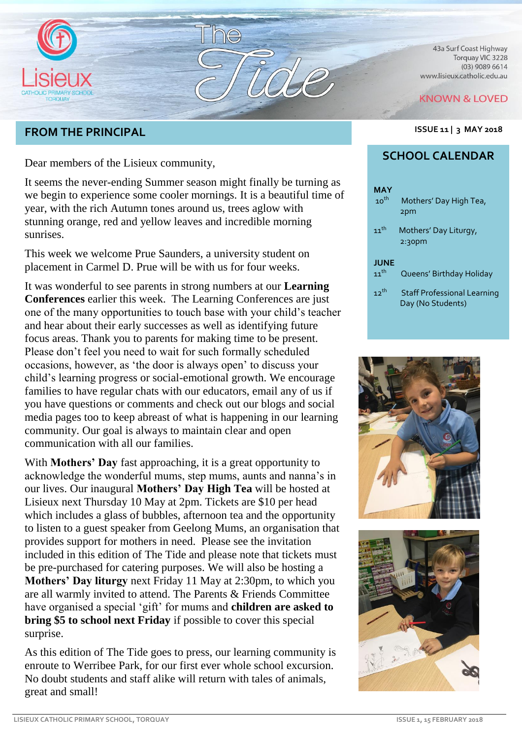# The Tide

Lisieux Catholic Primary School Torquay

43a Surf Coast Highway
Torquay VIC 3228
(03) 9089 6614
www.lisieux.catholic.edu.au

KNOWN & LOVED

**ISSUE 11 | 3 MAY 2018**

## FROM THE PRINCIPAL

Dear members of the Lisieux community,

It seems the never-ending Summer season might finally be turning as we begin to experience some cooler mornings. It is a beautiful time of year, with the rich Autumn tones around us, trees aglow with stunning orange, red and yellow leaves and incredible morning sunrises.

This week we welcome Prue Saunders, a university student on placement in Carmel D. Prue will be with us for four weeks.

It was wonderful to see parents in strong numbers at our **Learning Conferences** earlier this week. The Learning Conferences are just one of the many opportunities to touch base with your child's teacher and hear about their early successes as well as identifying future focus areas. Thank you to parents for making time to be present. Please don't feel you need to wait for such formally scheduled occasions, however, as 'the door is always open' to discuss your child's learning progress or social-emotional growth. We encourage families to have regular chats with our educators, email any of us if you have questions or comments and check out our blogs and social media pages too to keep abreast of what is happening in our learning community. Our goal is always to maintain clear and open communication with all our families.

With **Mothers' Day** fast approaching, it is a great opportunity to acknowledge the wonderful mums, step mums, aunts and nanna's in our lives. Our inaugural **Mothers' Day High Tea** will be hosted at Lisieux next Thursday 10 May at 2pm. Tickets are $10 per head which includes a glass of bubbles, afternoon tea and the opportunity to listen to a guest speaker from Geelong Mums, an organisation that provides support for mothers in need. Please see the invitation included in this edition of The Tide and please note that tickets must be pre-purchased for catering purposes. We will also be hosting a **Mothers' Day liturgy** next Friday 11 May at 2:30pm, to which you are all warmly invited to attend. The Parents & Friends Committee have organised a special 'gift' for mums and **children are asked to bring $5 to school next Friday** if possible to cover this special surprise.

As this edition of The Tide goes to press, our learning community is enroute to Werribee Park, for our first ever whole school excursion. No doubt students and staff alike will return with tales of animals, great and small!

## SCHOOL CALENDAR

**MAY**

- 10th Mothers' Day High Tea, 2pm
- 11th Mothers' Day Liturgy, 2:30pm

**JUNE**

- 11th Queens' Birthday Holiday
- 12th Staff Professional Learning Day (No Students)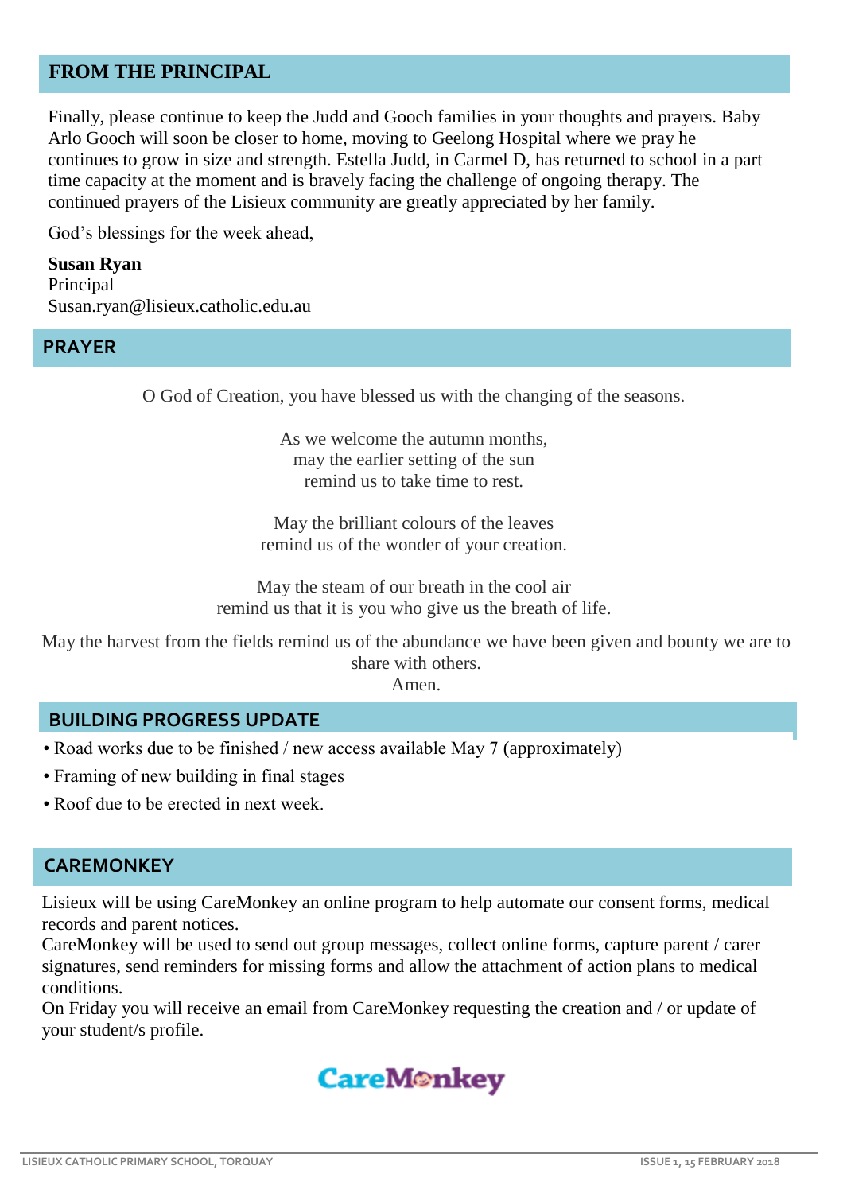## FROM THE PRINCIPAL

Finally, please continue to keep the Judd and Gooch families in your thoughts and prayers. Baby Arlo Gooch will soon be closer to home, moving to Geelong Hospital where we pray he continues to grow in size and strength. Estella Judd, in Carmel D, has returned to school in a part time capacity at the moment and is bravely facing the challenge of ongoing therapy. The continued prayers of the Lisieux community are greatly appreciated by her family.

God's blessings for the week ahead,

**Susan Ryan**
Principal
Susan.ryan@lisieux.catholic.edu.au

## PRAYER

O God of Creation, you have blessed us with the changing of the seasons.

As we welcome the autumn months,
may the earlier setting of the sun
remind us to take time to rest.

May the brilliant colours of the leaves
remind us of the wonder of your creation.

May the steam of our breath in the cool air
remind us that it is you who give us the breath of life.

May the harvest from the fields remind us of the abundance we have been given and bounty we are to share with others.
Amen.

## BUILDING PROGRESS UPDATE

- Road works due to be finished / new access available May 7 (approximately)
- Framing of new building in final stages
- Roof due to be erected in next week.

## CAREMONKEY

Lisieux will be using CareMonkey an online program to help automate our consent forms, medical records and parent notices.
CareMonkey will be used to send out group messages, collect online forms, capture parent / carer signatures, send reminders for missing forms and allow the attachment of action plans to medical conditions.
On Friday you will receive an email from CareMonkey requesting the creation and / or update of your student/s profile.

CareMonkey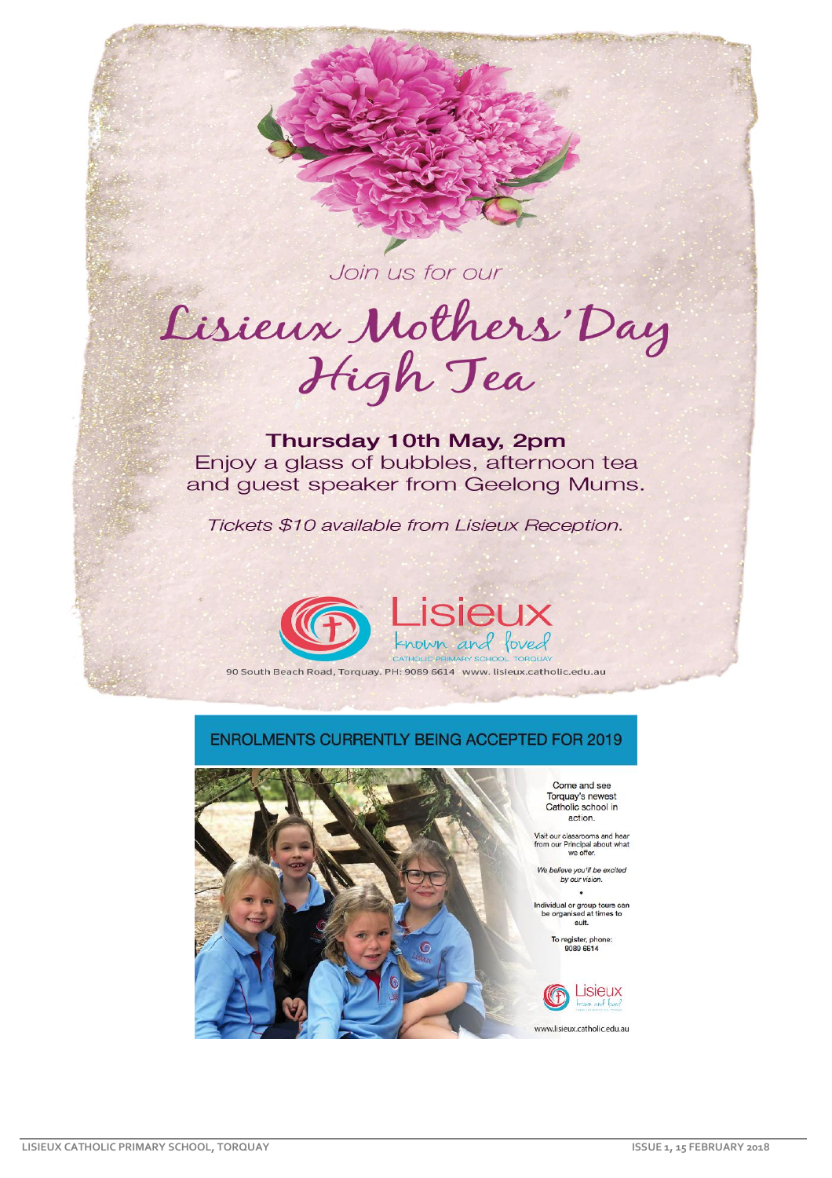Join us for our

# Lisieux Mothers' Day High Tea

**Thursday 10th May, 2pm**

Enjoy a glass of bubbles, afternoon tea and guest speaker from Geelong Mums.

*Tickets $10 available from Lisieux Reception.*

Lisieux
known and loved
CATHOLIC PRIMARY SCHOOL TORQUAY

90 South Beach Road, Torquay. PH: 9089 6614 www. lisieux.catholic.edu.au

## ENROLMENTS CURRENTLY BEING ACCEPTED FOR 2019

Come and see Torquay's newest Catholic school in action.

Visit our classrooms and hear from our Principal about what we offer.

*We believe you'll be excited by our vision.*

•

Individual or group tours can be organised at times to suit.

To register, phone: 9089 6614

Lisieux
known and loved

www.lisieux.catholic.edu.au